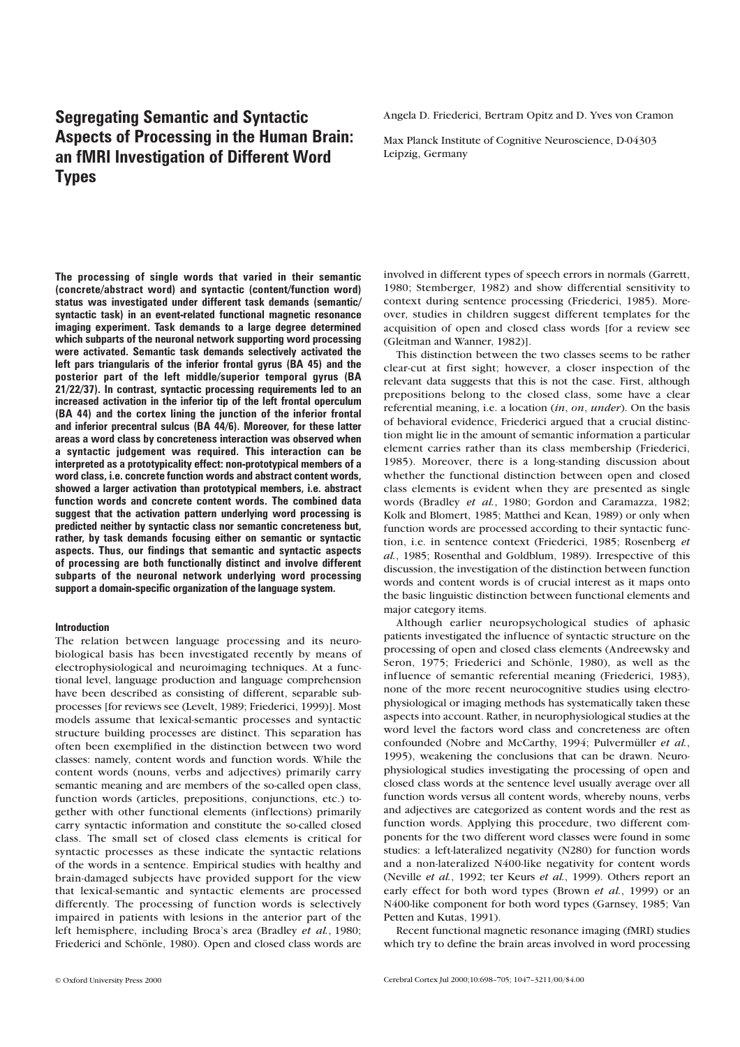# Segregating Semantic and Syntactic Aspects of Processing in the Human Brain: an fMRI Investigation of Different Word Types

Angela D. Friederici, Bertram Opitz and D. Yves von Cramon

Max Planck Institute of Cognitive Neuroscience, D-04303 Leipzig, Germany

**The processing of single words that varied in their semantic (concrete/abstract word) and syntactic (content/function word) status was investigated under different task demands (semantic/syntactic task) in an event-related functional magnetic resonance imaging experiment. Task demands to a large degree determined which subparts of the neuronal network supporting word processing were activated. Semantic task demands selectively activated the left pars triangularis of the inferior frontal gyrus (BA 45) and the posterior part of the left middle/superior temporal gyrus (BA 21/22/37). In contrast, syntactic processing requirements led to an increased activation in the inferior tip of the left frontal operculum (BA 44) and the cortex lining the junction of the inferior frontal and inferior precentral sulcus (BA 44/6). Moreover, for these latter areas a word class by concreteness interaction was observed when a syntactic judgement was required. This interaction can be interpreted as a prototypicality effect: non-prototypical members of a word class, i.e. concrete function words and abstract content words, showed a larger activation than prototypical members, i.e. abstract function words and concrete content words. The combined data suggest that the activation pattern underlying word processing is predicted neither by syntactic class nor semantic concreteness but, rather, by task demands focusing either on semantic or syntactic aspects. Thus, our findings that semantic and syntactic aspects of processing are both functionally distinct and involve different subparts of the neuronal network underlying word processing support a domain-specific organization of the language system.**

## Introduction

The relation between language processing and its neurobiological basis has been investigated recently by means of electrophysiological and neuroimaging techniques. At a functional level, language production and language comprehension have been described as consisting of different, separable subprocesses [for reviews see (Levelt, 1989; Friederici, 1999)]. Most models assume that lexical-semantic processes and syntactic structure building processes are distinct. This separation has often been exemplified in the distinction between two word classes: namely, content words and function words. While the content words (nouns, verbs and adjectives) primarily carry semantic meaning and are members of the so-called open class, function words (articles, prepositions, conjunctions, etc.) together with other functional elements (inflections) primarily carry syntactic information and constitute the so-called closed class. The small set of closed class elements is critical for syntactic processes as these indicate the syntactic relations of the words in a sentence. Empirical studies with healthy and brain-damaged subjects have provided support for the view that lexical-semantic and syntactic elements are processed differently. The processing of function words is selectively impaired in patients with lesions in the anterior part of the left hemisphere, including Broca's area (Bradley *et al.*, 1980; Friederici and Schönle, 1980). Open and closed class words are involved in different types of speech errors in normals (Garrett, 1980; Stemberger, 1982) and show differential sensitivity to context during sentence processing (Friederici, 1985). Moreover, studies in children suggest different templates for the acquisition of open and closed class words [for a review see (Gleitman and Wanner, 1982)].

This distinction between the two classes seems to be rather clear-cut at first sight; however, a closer inspection of the relevant data suggests that this is not the case. First, although prepositions belong to the closed class, some have a clear referential meaning, i.e. a location (*in*, *on*, *under*). On the basis of behavioral evidence, Friederici argued that a crucial distinction might lie in the amount of semantic information a particular element carries rather than its class membership (Friederici, 1985). Moreover, there is a long-standing discussion about whether the functional distinction between open and closed class elements is evident when they are presented as single words (Bradley *et al.*, 1980; Gordon and Caramazza, 1982; Kolk and Blomert, 1985; Matthei and Kean, 1989) or only when function words are processed according to their syntactic function, i.e. in sentence context (Friederici, 1985; Rosenberg *et al.*, 1985; Rosenthal and Goldblum, 1989). Irrespective of this discussion, the investigation of the distinction between function words and content words is of crucial interest as it maps onto the basic linguistic distinction between functional elements and major category items.

Although earlier neuropsychological studies of aphasic patients investigated the influence of syntactic structure on the processing of open and closed class elements (Andreewsky and Seron, 1975; Friederici and Schönle, 1980), as well as the influence of semantic referential meaning (Friederici, 1983), none of the more recent neurocognitive studies using electrophysiological or imaging methods has systematically taken these aspects into account. Rather, in neurophysiological studies at the word level the factors word class and concreteness are often confounded (Nobre and McCarthy, 1994; Pulvermüller *et al.*, 1995), weakening the conclusions that can be drawn. Neurophysiological studies investigating the processing of open and closed class words at the sentence level usually average over all function words versus all content words, whereby nouns, verbs and adjectives are categorized as content words and the rest as function words. Applying this procedure, two different components for the two different word classes were found in some studies: a left-lateralized negativity (N280) for function words and a non-lateralized N400-like negativity for content words (Neville *et al.*, 1992; ter Keurs *et al.*, 1999). Others report an early effect for both word types (Brown *et al.*, 1999) or an N400-like component for both word types (Garnsey, 1985; Van Petten and Kutas, 1991).

Recent functional magnetic resonance imaging (fMRI) studies which try to define the brain areas involved in word processing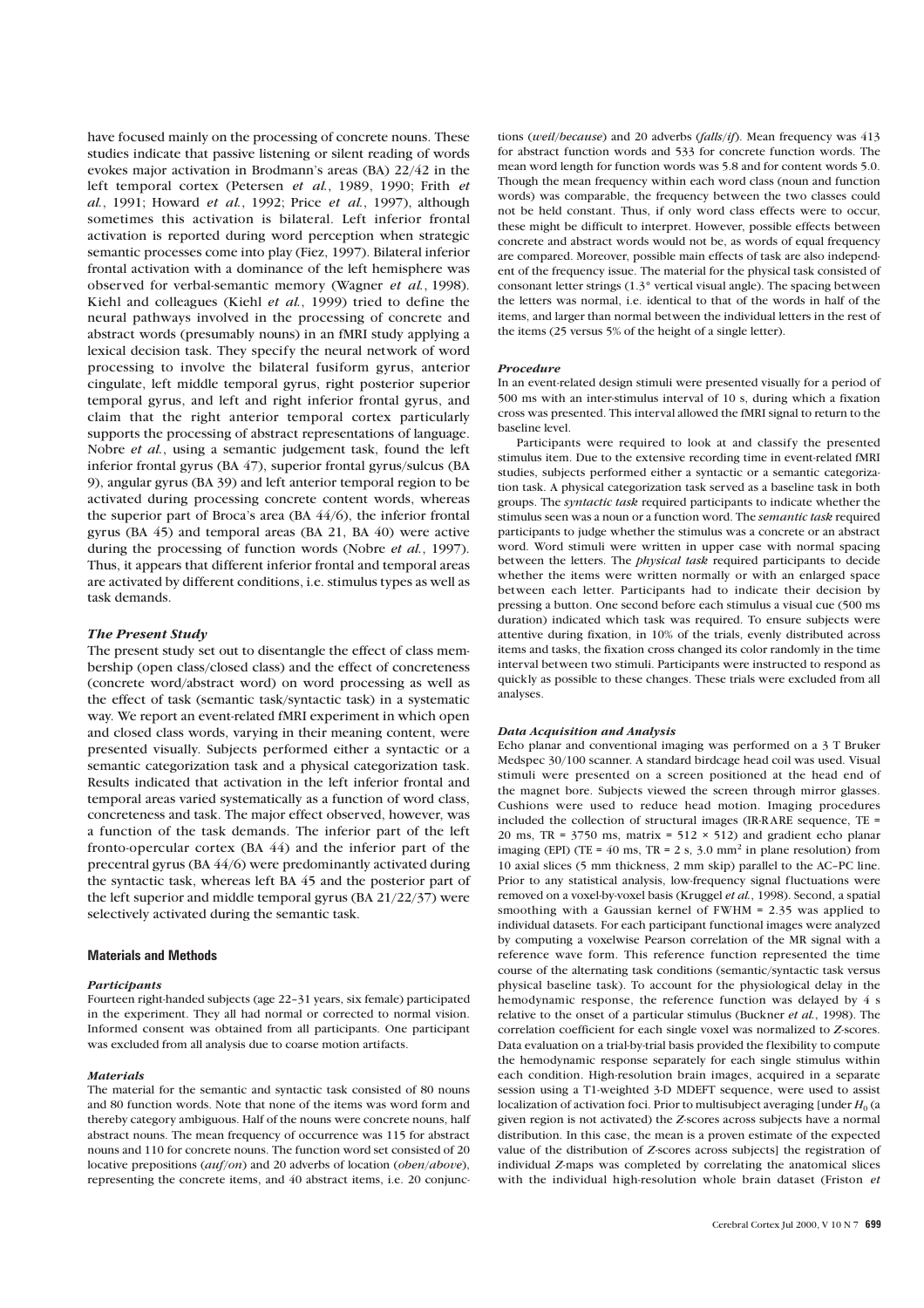have focused mainly on the processing of concrete nouns. These studies indicate that passive listening or silent reading of words evokes major activation in Brodmann's areas (BA) 22/42 in the left temporal cortex (Petersen *et al.*, 1989, 1990; Frith *et al.*, 1991; Howard *et al.*, 1992; Price *et al.*, 1997), although sometimes this activation is bilateral. Left inferior frontal activation is reported during word perception when strategic semantic processes come into play (Fiez, 1997). Bilateral inferior frontal activation with a dominance of the left hemisphere was observed for verbal-semantic memory (Wagner *et al.*, 1998). Kiehl and colleagues (Kiehl *et al.*, 1999) tried to define the neural pathways involved in the processing of concrete and abstract words (presumably nouns) in an fMRI study applying a lexical decision task. They specify the neural network of word processing to involve the bilateral fusiform gyrus, anterior cingulate, left middle temporal gyrus, right posterior superior temporal gyrus, and left and right inferior frontal gyrus, and claim that the right anterior temporal cortex particularly supports the processing of abstract representations of language. Nobre *et al.*, using a semantic judgement task, found the left inferior frontal gyrus (BA 47), superior frontal gyrus/sulcus (BA 9), angular gyrus (BA 39) and left anterior temporal region to be activated during processing concrete content words, whereas the superior part of Broca's area (BA 44/6), the inferior frontal gyrus (BA 45) and temporal areas (BA 21, BA 40) were active during the processing of function words (Nobre *et al.*, 1997). Thus, it appears that different inferior frontal and temporal areas are activated by different conditions, i.e. stimulus types as well as task demands.

### The Present Study

The present study set out to disentangle the effect of class membership (open class/closed class) and the effect of concreteness (concrete word/abstract word) on word processing as well as the effect of task (semantic task/syntactic task) in a systematic way. We report an event-related fMRI experiment in which open and closed class words, varying in their meaning content, were presented visually. Subjects performed either a syntactic or a semantic categorization task and a physical categorization task. Results indicated that activation in the left inferior frontal and temporal areas varied systematically as a function of word class, concreteness and task. The major effect observed, however, was a function of the task demands. The inferior part of the left fronto-opercular cortex (BA 44) and the inferior part of the precentral gyrus (BA 44/6) were predominantly activated during the syntactic task, whereas left BA 45 and the posterior part of the left superior and middle temporal gyrus (BA 21/22/37) were selectively activated during the semantic task.

## Materials and Methods

### Participants

Fourteen right-handed subjects (age 22–31 years, six female) participated in the experiment. They all had normal or corrected to normal vision. Informed consent was obtained from all participants. One participant was excluded from all analysis due to coarse motion artifacts.

### Materials

The material for the semantic and syntactic task consisted of 80 nouns and 80 function words. Note that none of the items was word form and thereby category ambiguous. Half of the nouns were concrete nouns, half abstract nouns. The mean frequency of occurrence was 115 for abstract nouns and 110 for concrete nouns. The function word set consisted of 20 locative prepositions (*auf/on*) and 20 adverbs of location (*oben/above*), representing the concrete items, and 40 abstract items, i.e. 20 conjunctions (*weil/because*) and 20 adverbs (*falls/if*). Mean frequency was 413 for abstract function words and 533 for concrete function words. The mean word length for function words was 5.8 and for content words 5.0. Though the mean frequency within each word class (noun and function words) was comparable, the frequency between the two classes could not be held constant. Thus, if only word class effects were to occur, these might be difficult to interpret. However, possible effects between concrete and abstract words would not be, as words of equal frequency are compared. Moreover, possible main effects of task are also independent of the frequency issue. The material for the physical task consisted of consonant letter strings (1.3° vertical visual angle). The spacing between the letters was normal, i.e. identical to that of the words in half of the items, and larger than normal between the individual letters in the rest of the items (25 versus 5% of the height of a single letter).

### Procedure

In an event-related design stimuli were presented visually for a period of 500 ms with an inter-stimulus interval of 10 s, during which a fixation cross was presented. This interval allowed the fMRI signal to return to the baseline level.

Participants were required to look at and classify the presented stimulus item. Due to the extensive recording time in event-related fMRI studies, subjects performed either a syntactic or a semantic categorization task. A physical categorization task served as a baseline task in both groups. The *syntactic task* required participants to indicate whether the stimulus seen was a noun or a function word. The *semantic task* required participants to judge whether the stimulus was a concrete or an abstract word. Word stimuli were written in upper case with normal spacing between the letters. The *physical task* required participants to decide whether the items were written normally or with an enlarged space between each letter. Participants had to indicate their decision by pressing a button. One second before each stimulus a visual cue (500 ms duration) indicated which task was required. To ensure subjects were attentive during fixation, in 10% of the trials, evenly distributed across items and tasks, the fixation cross changed its color randomly in the time interval between two stimuli. Participants were instructed to respond as quickly as possible to these changes. These trials were excluded from all analyses.

### Data Acquisition and Analysis

Echo planar and conventional imaging was performed on a 3 T Bruker Medspec 30/100 scanner. A standard birdcage head coil was used. Visual stimuli were presented on a screen positioned at the head end of the magnet bore. Subjects viewed the screen through mirror glasses. Cushions were used to reduce head motion. Imaging procedures included the collection of structural images (IR-RARE sequence, TE = 20 ms, TR = 3750 ms, matrix = 512 × 512) and gradient echo planar imaging (EPI) (TE = 40 ms, TR = 2 s, 3.0 mm$^2$ in plane resolution) from 10 axial slices (5 mm thickness, 2 mm skip) parallel to the AC–PC line. Prior to any statistical analysis, low-frequency signal fluctuations were removed on a voxel-by-voxel basis (Kruggel *et al.*, 1998). Second, a spatial smoothing with a Gaussian kernel of FWHM = 2.35 was applied to individual datasets. For each participant functional images were analyzed by computing a voxelwise Pearson correlation of the MR signal with a reference wave form. This reference function represented the time course of the alternating task conditions (semantic/syntactic task versus physical baseline task). To account for the physiological delay in the hemodynamic response, the reference function was delayed by 4 s relative to the onset of a particular stimulus (Buckner *et al.*, 1998). The correlation coefficient for each single voxel was normalized to *Z*-scores. Data evaluation on a trial-by-trial basis provided the flexibility to compute the hemodynamic response separately for each single stimulus within each condition. High-resolution brain images, acquired in a separate session using a T1-weighted 3-D MDEFT sequence, were used to assist localization of activation foci. Prior to multisubject averaging [under $H_0$ (a given region is not activated) the *Z*-scores across subjects have a normal distribution. In this case, the mean is a proven estimate of the expected value of the distribution of *Z*-scores across subjects] the registration of individual *Z*-maps was completed by correlating the anatomical slices with the individual high-resolution whole brain dataset (Friston *et*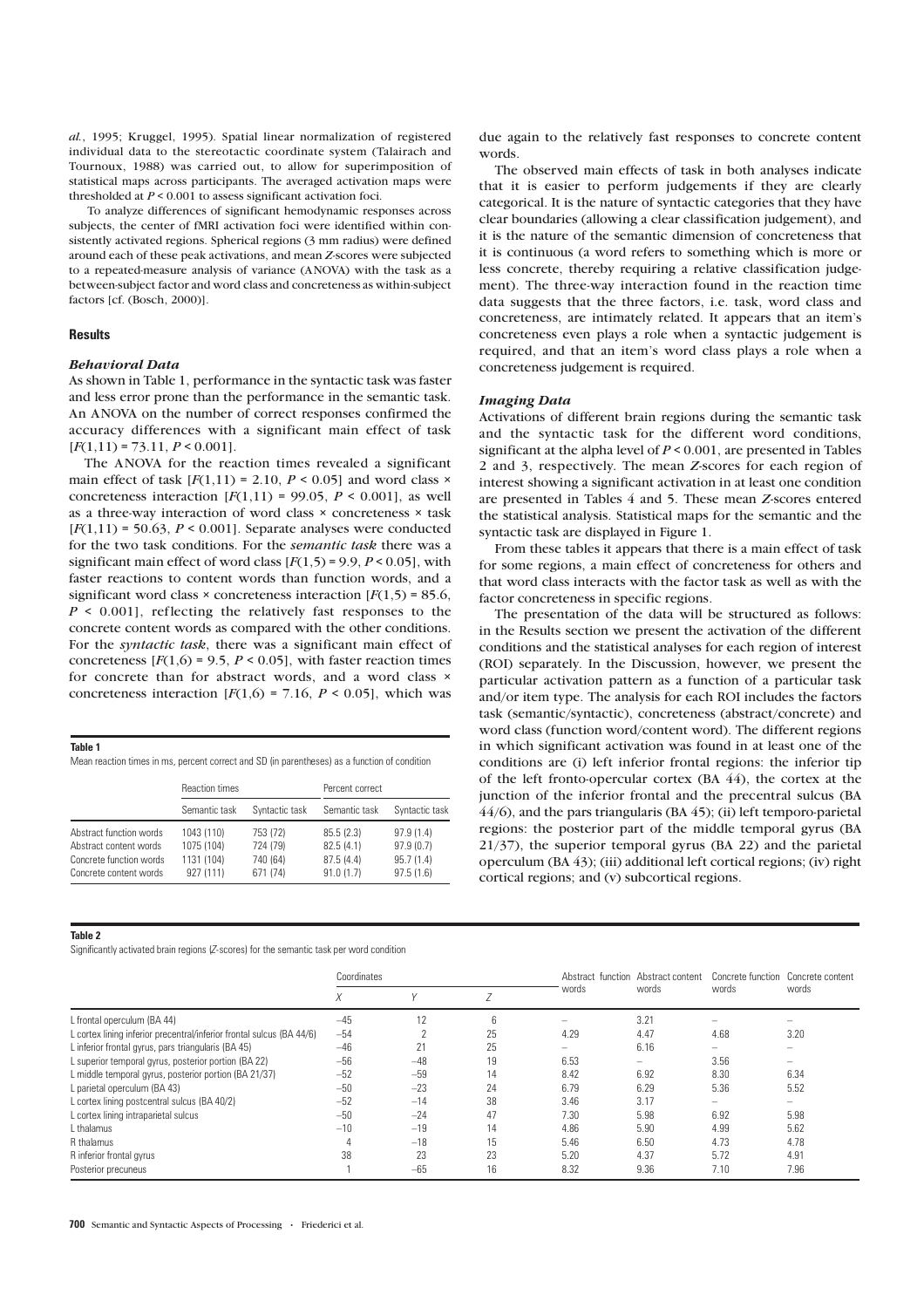*al.*, 1995; Kruggel, 1995). Spatial linear normalization of registered individual data to the stereotactic coordinate system (Talairach and Tournoux, 1988) was carried out, to allow for superimposition of statistical maps across participants. The averaged activation maps were thresholded at $P < 0.001$ to assess significant activation foci.

To analyze differences of significant hemodynamic responses across subjects, the center of fMRI activation foci were identified within consistently activated regions. Spherical regions (3 mm radius) were defined around each of these peak activations, and mean *Z*-scores were subjected to a repeated-measure analysis of variance (ANOVA) with the task as a between-subject factor and word class and concreteness as within-subject factors [cf. (Bosch, 2000)].

## Results

### *Behavioral Data*

As shown in Table 1, performance in the syntactic task was faster and less error prone than the performance in the semantic task. An ANOVA on the number of correct responses confirmed the accuracy differences with a significant main effect of task [$F(1,11) = 73.11$, $P < 0.001$].

The ANOVA for the reaction times revealed a significant main effect of task [$F(1,11) = 2.10$, $P < 0.05$] and word class × concreteness interaction [$F(1,11) = 99.05$, $P < 0.001$], as well as a three-way interaction of word class × concreteness × task [$F(1,11) = 50.63$, $P < 0.001$]. Separate analyses were conducted for the two task conditions. For the *semantic task* there was a significant main effect of word class [$F(1,5) = 9.9$, $P < 0.05$], with faster reactions to content words than function words, and a significant word class × concreteness interaction [$F(1,5) = 85.6$, $P < 0.001$], reflecting the relatively fast responses to the concrete content words as compared with the other conditions. For the *syntactic task*, there was a significant main effect of concreteness [$F(1,6) = 9.5$, $P < 0.05$], with faster reaction times for concrete than for abstract words, and a word class × concreteness interaction [$F(1,6) = 7.16$, $P < 0.05$], which was due again to the relatively fast responses to concrete content words.

The observed main effects of task in both analyses indicate that it is easier to perform judgements if they are clearly categorical. It is the nature of syntactic categories that they have clear boundaries (allowing a clear classification judgement), and it is the nature of the semantic dimension of concreteness that it is continuous (a word refers to something which is more or less concrete, thereby requiring a relative classification judgement). The three-way interaction found in the reaction time data suggests that the three factors, i.e. task, word class and concreteness, are intimately related. It appears that an item's concreteness even plays a role when a syntactic judgement is required, and that an item's word class plays a role when a concreteness judgement is required.

**Table 1**

Mean reaction times in ms, percent correct and SD (in parentheses) as a function of condition

| | Reaction times | | Percent correct | |
|---|---|---|---|---|
| | Semantic task | Syntactic task | Semantic task | Syntactic task |
| Abstract function words | 1043 (110) | 753 (72) | 85.5 (2.3) | 97.9 (1.4) |
| Abstract content words | 1075 (104) | 724 (79) | 82.5 (4.1) | 97.9 (0.7) |
| Concrete function words | 1131 (104) | 740 (64) | 87.5 (4.4) | 95.7 (1.4) |
| Concrete content words | 927 (111) | 671 (74) | 91.0 (1.7) | 97.5 (1.6) |

### *Imaging Data*

Activations of different brain regions during the semantic task and the syntactic task for the different word conditions, significant at the alpha level of $P < 0.001$, are presented in Tables 2 and 3, respectively. The mean *Z*-scores for each region of interest showing a significant activation in at least one condition are presented in Tables 4 and 5. These mean *Z*-scores entered the statistical analysis. Statistical maps for the semantic and the syntactic task are displayed in Figure 1.

From these tables it appears that there is a main effect of task for some regions, a main effect of concreteness for others and that word class interacts with the factor task as well as with the factor concreteness in specific regions.

The presentation of the data will be structured as follows: in the Results section we present the activation of the different conditions and the statistical analyses for each region of interest (ROI) separately. In the Discussion, however, we present the particular activation pattern as a function of a particular task and/or item type. The analysis for each ROI includes the factors task (semantic/syntactic), concreteness (abstract/concrete) and word class (function word/content word). The different regions in which significant activation was found in at least one of the conditions are (i) left inferior frontal regions: the inferior tip of the left fronto-opercular cortex (BA 44), the cortex at the junction of the inferior frontal and the precentral sulcus (BA 44/6), and the pars triangularis (BA 45); (ii) left temporo-parietal regions: the posterior part of the middle temporal gyrus (BA 21/37), the superior temporal gyrus (BA 22) and the parietal operculum (BA 43); (iii) additional left cortical regions; (iv) right cortical regions; and (v) subcortical regions.

**Table 2**

Significantly activated brain regions (*Z*-scores) for the semantic task per word condition

| | Coordinates | | | Abstract function words | Abstract content words | Concrete function words | Concrete content words |
|---|---|---|---|---|---|---|---|
| | *X* | *Y* | *Z* | | | | |
| L frontal operculum (BA 44) | −45 | 12 | 6 | – | 3.21 | – | – |
| L cortex lining inferior precentral/inferior frontal sulcus (BA 44/6) | −54 | 2 | 25 | 4.29 | 4.47 | 4.68 | 3.20 |
| L inferior frontal gyrus, pars triangularis (BA 45) | −46 | 21 | 25 | – | 6.16 | – | – |
| L superior temporal gyrus, posterior portion (BA 22) | −56 | −48 | 19 | 6.53 | – | 3.56 | – |
| L middle temporal gyrus, posterior portion (BA 21/37) | −52 | −59 | 14 | 8.42 | 6.92 | 8.30 | 6.34 |
| L parietal operculum (BA 43) | −50 | −23 | 24 | 6.79 | 6.29 | 5.36 | 5.52 |
| L cortex lining postcentral sulcus (BA 40/2) | −52 | −14 | 38 | 3.46 | 3.17 | – | – |
| L cortex lining intraparietal sulcus | −50 | −24 | 47 | 7.30 | 5.98 | 6.92 | 5.98 |
| L thalamus | −10 | −19 | 14 | 4.86 | 5.90 | 4.99 | 5.62 |
| R thalamus | 4 | −18 | 15 | 5.46 | 6.50 | 4.73 | 4.78 |
| R inferior frontal gyrus | 38 | 23 | 23 | 5.20 | 4.37 | 5.72 | 4.91 |
| Posterior precuneus | 1 | −65 | 16 | 8.32 | 9.36 | 7.10 | 7.96 |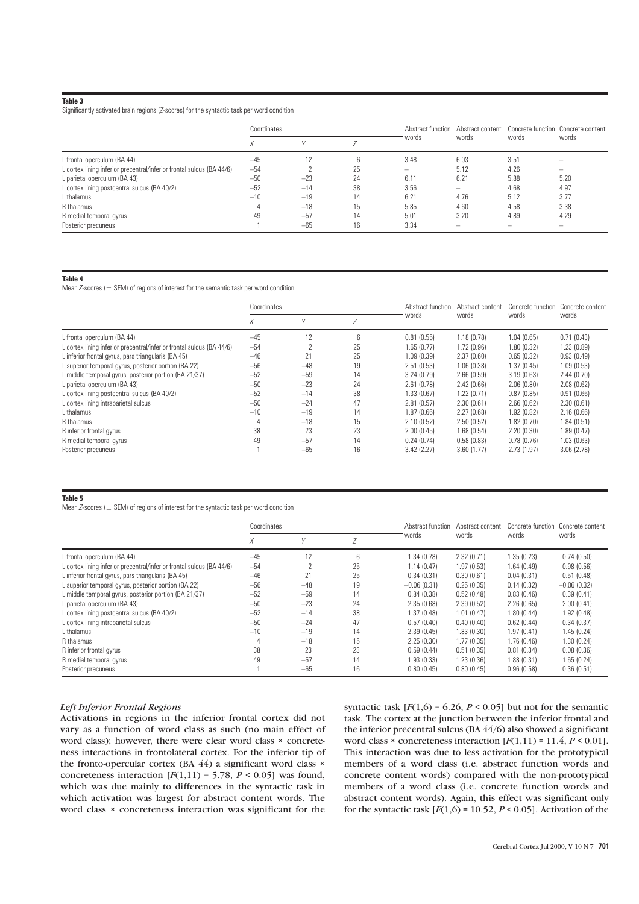**Table 3**

Significantly activated brain regions (*Z*-scores) for the syntactic task per word condition

| | Coordinates | | | Abstract function words | Abstract content words | Concrete function words | Concrete content words |
|---|---|---|---|---|---|---|---|
| | *X* | *Y* | *Z* | | | | |
| L frontal operculum (BA 44) | −45 | 12 | 6 | 3.48 | 6.03 | 3.51 | – |
| L cortex lining inferior precentral/inferior frontal sulcus (BA 44/6) | −54 | 2 | 25 | – | 5.12 | 4.26 | – |
| L parietal operculum (BA 43) | −50 | −23 | 24 | 6.11 | 6.21 | 5.88 | 5.20 |
| L cortex lining postcentral sulcus (BA 40/2) | −52 | −14 | 38 | 3.56 | – | 4.68 | 4.97 |
| L thalamus | −10 | −19 | 14 | 6.21 | 4.76 | 5.12 | 3.77 |
| R thalamus | 4 | −18 | 15 | 5.85 | 4.60 | 4.58 | 3.38 |
| R medial temporal gyrus | 49 | −57 | 14 | 5.01 | 3.20 | 4.89 | 4.29 |
| Posterior precuneus | 1 | −65 | 16 | 3.34 | – | – | – |

**Table 4**

Mean *Z*-scores (± SEM) of regions of interest for the semantic task per word condition

| | Coordinates | | | Abstract function words | Abstract content words | Concrete function words | Concrete content words |
|---|---|---|---|---|---|---|---|
| | *X* | *Y* | *Z* | | | | |
| L frontal operculum (BA 44) | −45 | 12 | 6 | 0.81 (0.55) | 1.18 (0.78) | 1.04 (0.65) | 0.71 (0.43) |
| L cortex lining inferior precentral/inferior frontal sulcus (BA 44/6) | −54 | 2 | 25 | 1.65 (0.77) | 1.72 (0.96) | 1.80 (0.32) | 1.23 (0.89) |
| L inferior frontal gyrus, pars triangularis (BA 45) | −46 | 21 | 25 | 1.09 (0.39) | 2.37 (0.60) | 0.65 (0.32) | 0.93 (0.49) |
| L superior temporal gyrus, posterior portion (BA 22) | −56 | −48 | 19 | 2.51 (0.53) | 1.06 (0.38) | 1.37 (0.45) | 1.09 (0.53) |
| L middle temporal gyrus, posterior portion (BA 21/37) | −52 | −59 | 14 | 3.24 (0.79) | 2.66 (0.59) | 3.19 (0.63) | 2.44 (0.70) |
| L parietal operculum (BA 43) | −50 | −23 | 24 | 2.61 (0.78) | 2.42 (0.66) | 2.06 (0.80) | 2.08 (0.62) |
| L cortex lining postcentral sulcus (BA 40/2) | −52 | −14 | 38 | 1.33 (0.67) | 1.22 (0.71) | 0.87 (0.85) | 0.91 (0.66) |
| L cortex lining intraparietal sulcus | −50 | −24 | 47 | 2.81 (0.57) | 2.30 (0.61) | 2.66 (0.62) | 2.30 (0.61) |
| L thalamus | −10 | −19 | 14 | 1.87 (0.66) | 2.27 (0.68) | 1.92 (0.82) | 2.16 (0.66) |
| R thalamus | 4 | −18 | 15 | 2.10 (0.52) | 2.50 (0.52) | 1.82 (0.70) | 1.84 (0.51) |
| R inferior frontal gyrus | 38 | 23 | 23 | 2.00 (0.45) | 1.68 (0.54) | 2.20 (0.30) | 1.89 (0.47) |
| R medial temporal gyrus | 49 | −57 | 14 | 0.24 (0.74) | 0.58 (0.83) | 0.78 (0.76) | 1.03 (0.63) |
| Posterior precuneus | 1 | −65 | 16 | 3.42 (2.27) | 3.60 (1.77) | 2.73 (1.97) | 3.06 (2.78) |

**Table 5**

Mean *Z*-scores (± SEM) of regions of interest for the syntactic task per word condition

| | Coordinates | | | Abstract function words | Abstract content words | Concrete function words | Concrete content words |
|---|---|---|---|---|---|---|---|
| | *X* | *Y* | *Z* | | | | |
| L frontal operculum (BA 44) | −45 | 12 | 6 | 1.34 (0.78) | 2.32 (0.71) | 1.35 (0.23) | 0.74 (0.50) |
| L cortex lining inferior precentral/inferior frontal sulcus (BA 44/6) | −54 | 2 | 25 | 1.14 (0.47) | 1.97 (0.53) | 1.64 (0.49) | 0.98 (0.56) |
| L inferior frontal gyrus, pars triangularis (BA 45) | −46 | 21 | 25 | 0.34 (0.31) | 0.30 (0.61) | 0.04 (0.31) | 0.51 (0.48) |
| L superior temporal gyrus, posterior portion (BA 22) | −56 | −48 | 19 | −0.06 (0.31) | 0.25 (0.35) | 0.14 (0.32) | −0.06 (0.32) |
| L middle temporal gyrus, posterior portion (BA 21/37) | −52 | −59 | 14 | 0.84 (0.38) | 0.52 (0.48) | 0.83 (0.46) | 0.39 (0.41) |
| L parietal operculum (BA 43) | −50 | −23 | 24 | 2.35 (0.68) | 2.39 (0.52) | 2.26 (0.65) | 2.00 (0.41) |
| L cortex lining postcentral sulcus (BA 40/2) | −52 | −14 | 38 | 1.37 (0.48) | 1.01 (0.47) | 1.80 (0.44) | 1.92 (0.48) |
| L cortex lining intraparietal sulcus | −50 | −24 | 47 | 0.57 (0.40) | 0.40 (0.40) | 0.62 (0.44) | 0.34 (0.37) |
| L thalamus | −10 | −19 | 14 | 2.39 (0.45) | 1.83 (0.30) | 1.97 (0.41) | 1.45 (0.24) |
| R thalamus | 4 | −18 | 15 | 2.25 (0.30) | 1.77 (0.35) | 1.76 (0.46) | 1.30 (0.24) |
| R inferior frontal gyrus | 38 | 23 | 23 | 0.59 (0.44) | 0.51 (0.35) | 0.81 (0.34) | 0.08 (0.36) |
| R medial temporal gyrus | 49 | −57 | 14 | 1.93 (0.33) | 1.23 (0.36) | 1.88 (0.31) | 1.65 (0.24) |
| Posterior precuneus | 1 | −65 | 16 | 0.80 (0.45) | 0.80 (0.45) | 0.96 (0.58) | 0.36 (0.51) |

### *Left Inferior Frontal Regions*

Activations in regions in the inferior frontal cortex did not vary as a function of word class as such (no main effect of word class); however, there were clear word class × concreteness interactions in frontolateral cortex. For the inferior tip of the fronto-opercular cortex (BA 44) a significant word class × concreteness interaction [$F(1,11) = 5.78$, $P < 0.05$] was found, which was due mainly to differences in the syntactic task in which activation was largest for abstract content words. The word class × concreteness interaction was significant for the syntactic task [$F(1,6) = 6.26$, $P < 0.05$] but not for the semantic task. The cortex at the junction between the inferior frontal and the inferior precentral sulcus (BA 44/6) also showed a significant word class × concreteness interaction [$F(1,11) = 11.4$, $P < 0.01$]. This interaction was due to less activation for the prototypical members of a word class (i.e. abstract function words and concrete content words) compared with the non-prototypical members of a word class (i.e. concrete function words and abstract content words). Again, this effect was significant only for the syntactic task [$F(1,6) = 10.52$, $P < 0.05$]. Activation of the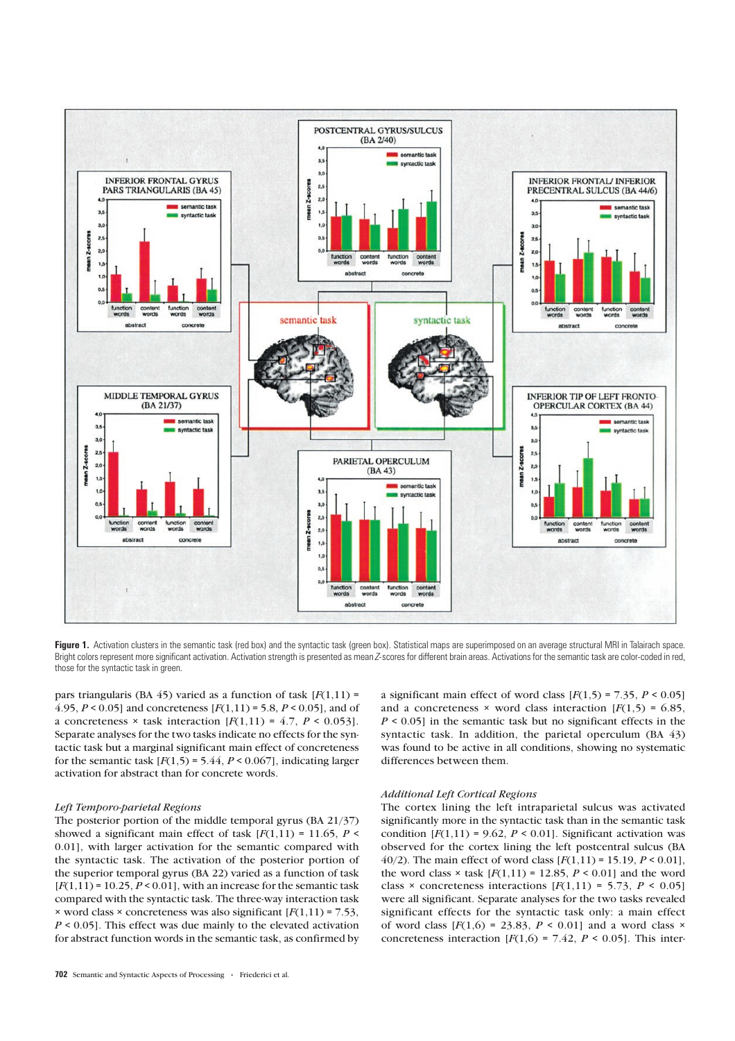**Figure 1.** Activation clusters in the semantic task (red box) and the syntactic task (green box). Statistical maps are superimposed on an average structural MRI in Talairach space. Bright colors represent more significant activation. Activation strength is presented as mean *Z*-scores for different brain areas. Activations for the semantic task are color-coded in red, those for the syntactic task in green.

pars triangularis (BA 45) varied as a function of task [$F(1,11) = 4.95$, $P < 0.05$] and concreteness [$F(1,11) = 5.8$, $P < 0.05$], and of a concreteness × task interaction [$F(1,11) = 4.7$, $P < 0.053$]. Separate analyses for the two tasks indicate no effects for the syntactic task but a marginal significant main effect of concreteness for the semantic task [$F(1,5) = 5.44$, $P < 0.067$], indicating larger activation for abstract than for concrete words.

### Left Temporo-parietal Regions

The posterior portion of the middle temporal gyrus (BA 21/37) showed a significant main effect of task [$F(1,11) = 11.65$, $P < 0.01$], with larger activation for the semantic compared with the syntactic task. The activation of the posterior portion of the superior temporal gyrus (BA 22) varied as a function of task [$F(1,11) = 10.25$, $P < 0.01$], with an increase for the semantic task compared with the syntactic task. The three-way interaction task × word class × concreteness was also significant [$F(1,11) = 7.53$, $P < 0.05$]. This effect was due mainly to the elevated activation for abstract function words in the semantic task, as confirmed by a significant main effect of word class [$F(1,5) = 7.35$, $P < 0.05$] and a concreteness × word class interaction [$F(1,5) = 6.85$, $P < 0.05$] in the semantic task but no significant effects in the syntactic task. In addition, the parietal operculum (BA 43) was found to be active in all conditions, showing no systematic differences between them.

### Additional Left Cortical Regions

The cortex lining the left intraparietal sulcus was activated significantly more in the syntactic task than in the semantic task condition [$F(1,11) = 9.62$, $P < 0.01$]. Significant activation was observed for the cortex lining the left postcentral sulcus (BA 40/2). The main effect of word class [$F(1,11) = 15.19$, $P < 0.01$], the word class × task [$F(1,11) = 12.85$, $P < 0.01$] and the word class × concreteness interactions [$F(1,11) = 5.73$, $P < 0.05$] were all significant. Separate analyses for the two tasks revealed significant effects for the syntactic task only: a main effect of word class [$F(1,6) = 23.83$, $P < 0.01$] and a word class × concreteness interaction [$F(1,6) = 7.42$, $P < 0.05$]. This inter-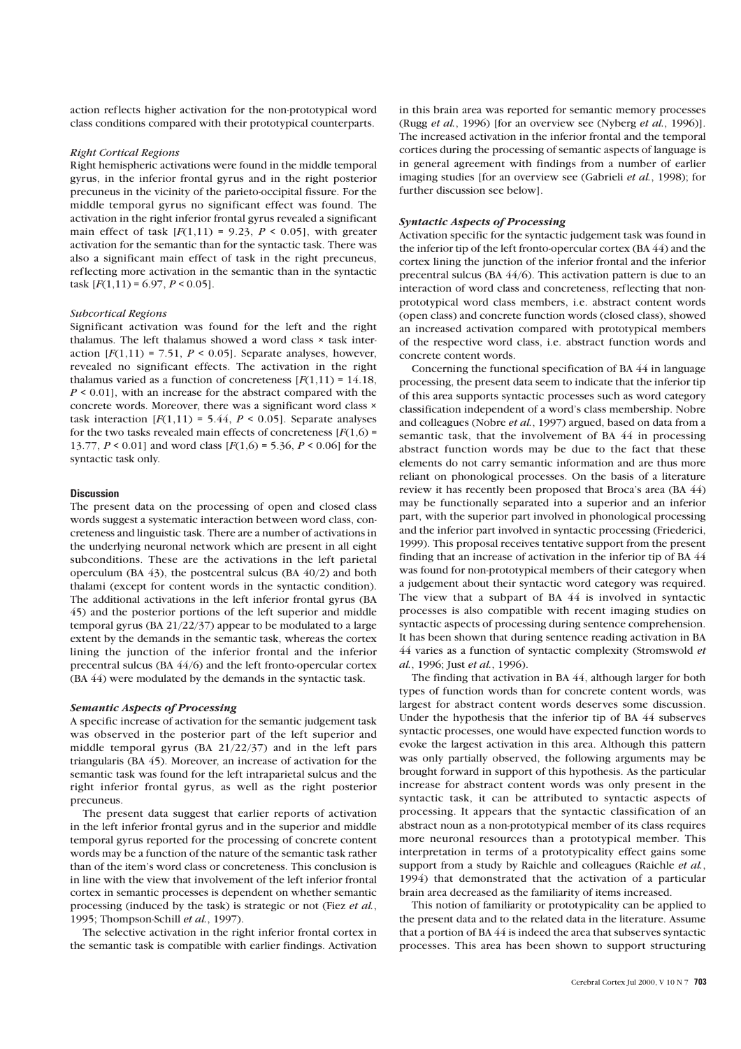action reflects higher activation for the non-prototypical word class conditions compared with their prototypical counterparts.

### *Right Cortical Regions*

Right hemispheric activations were found in the middle temporal gyrus, in the inferior frontal gyrus and in the right posterior precuneus in the vicinity of the parieto-occipital fissure. For the middle temporal gyrus no significant effect was found. The activation in the right inferior frontal gyrus revealed a significant main effect of task [$F(1,11) = 9.23$, $P < 0.05$], with greater activation for the semantic than for the syntactic task. There was also a significant main effect of task in the right precuneus, reflecting more activation in the semantic than in the syntactic task [$F(1,11) = 6.97$, $P < 0.05$].

### *Subcortical Regions*

Significant activation was found for the left and the right thalamus. The left thalamus showed a word class × task interaction [$F(1,11) = 7.51$, $P < 0.05$]. Separate analyses, however, revealed no significant effects. The activation in the right thalamus varied as a function of concreteness [$F(1,11) = 14.18$, $P < 0.01$], with an increase for the abstract compared with the concrete words. Moreover, there was a significant word class × task interaction [$F(1,11) = 5.44$, $P < 0.05$]. Separate analyses for the two tasks revealed main effects of concreteness [$F(1,6) = 13.77$, $P < 0.01$] and word class [$F(1,6) = 5.36$, $P < 0.06$] for the syntactic task only.

## Discussion

The present data on the processing of open and closed class words suggest a systematic interaction between word class, concreteness and linguistic task. There are a number of activations in the underlying neuronal network which are present in all eight subconditions. These are the activations in the left parietal operculum (BA 43), the postcentral sulcus (BA 40/2) and both thalami (except for content words in the syntactic condition). The additional activations in the left inferior frontal gyrus (BA 45) and the posterior portions of the left superior and middle temporal gyrus (BA 21/22/37) appear to be modulated to a large extent by the demands in the semantic task, whereas the cortex lining the junction of the inferior frontal and the inferior precentral sulcus (BA 44/6) and the left fronto-opercular cortex (BA 44) were modulated by the demands in the syntactic task.

### *Semantic Aspects of Processing*

A specific increase of activation for the semantic judgement task was observed in the posterior part of the left superior and middle temporal gyrus (BA 21/22/37) and in the left pars triangularis (BA 45). Moreover, an increase of activation for the semantic task was found for the left intraparietal sulcus and the right inferior frontal gyrus, as well as the right posterior precuneus.

The present data suggest that earlier reports of activation in the left inferior frontal gyrus and in the superior and middle temporal gyrus reported for the processing of concrete content words may be a function of the nature of the semantic task rather than of the item's word class or concreteness. This conclusion is in line with the view that involvement of the left inferior frontal cortex in semantic processes is dependent on whether semantic processing (induced by the task) is strategic or not (Fiez *et al.*, 1995; Thompson-Schill *et al.*, 1997).

The selective activation in the right inferior frontal cortex in the semantic task is compatible with earlier findings. Activation in this brain area was reported for semantic memory processes (Rugg *et al.*, 1996) [for an overview see (Nyberg *et al.*, 1996)]. The increased activation in the inferior frontal and the temporal cortices during the processing of semantic aspects of language is in general agreement with findings from a number of earlier imaging studies [for an overview see (Gabrieli *et al.*, 1998); for further discussion see below].

### *Syntactic Aspects of Processing*

Activation specific for the syntactic judgement task was found in the inferior tip of the left fronto-opercular cortex (BA 44) and the cortex lining the junction of the inferior frontal and the inferior precentral sulcus (BA 44/6). This activation pattern is due to an interaction of word class and concreteness, reflecting that non-prototypical word class members, i.e. abstract content words (open class) and concrete function words (closed class), showed an increased activation compared with prototypical members of the respective word class, i.e. abstract function words and concrete content words.

Concerning the functional specification of BA 44 in language processing, the present data seem to indicate that the inferior tip of this area supports syntactic processes such as word category classification independent of a word's class membership. Nobre and colleagues (Nobre *et al.*, 1997) argued, based on data from a semantic task, that the involvement of BA 44 in processing abstract function words may be due to the fact that these elements do not carry semantic information and are thus more reliant on phonological processes. On the basis of a literature review it has recently been proposed that Broca's area (BA 44) may be functionally separated into a superior and an inferior part, with the superior part involved in phonological processing and the inferior part involved in syntactic processing (Friederici, 1999). This proposal receives tentative support from the present finding that an increase of activation in the inferior tip of BA 44 was found for non-prototypical members of their category when a judgement about their syntactic word category was required. The view that a subpart of BA 44 is involved in syntactic processes is also compatible with recent imaging studies on syntactic aspects of processing during sentence comprehension. It has been shown that during sentence reading activation in BA 44 varies as a function of syntactic complexity (Stromswold *et al.*, 1996; Just *et al.*, 1996).

The finding that activation in BA 44, although larger for both types of function words than for concrete content words, was largest for abstract content words deserves some discussion. Under the hypothesis that the inferior tip of BA 44 subserves syntactic processes, one would have expected function words to evoke the largest activation in this area. Although this pattern was only partially observed, the following arguments may be brought forward in support of this hypothesis. As the particular increase for abstract content words was only present in the syntactic task, it can be attributed to syntactic aspects of processing. It appears that the syntactic classification of an abstract noun as a non-prototypical member of its class requires more neuronal resources than a prototypical member. This interpretation in terms of a prototypicality effect gains some support from a study by Raichle and colleagues (Raichle *et al.*, 1994) that demonstrated that the activation of a particular brain area decreased as the familiarity of items increased.

This notion of familiarity or prototypicality can be applied to the present data and to the related data in the literature. Assume that a portion of BA 44 is indeed the area that subserves syntactic processes. This area has been shown to support structuring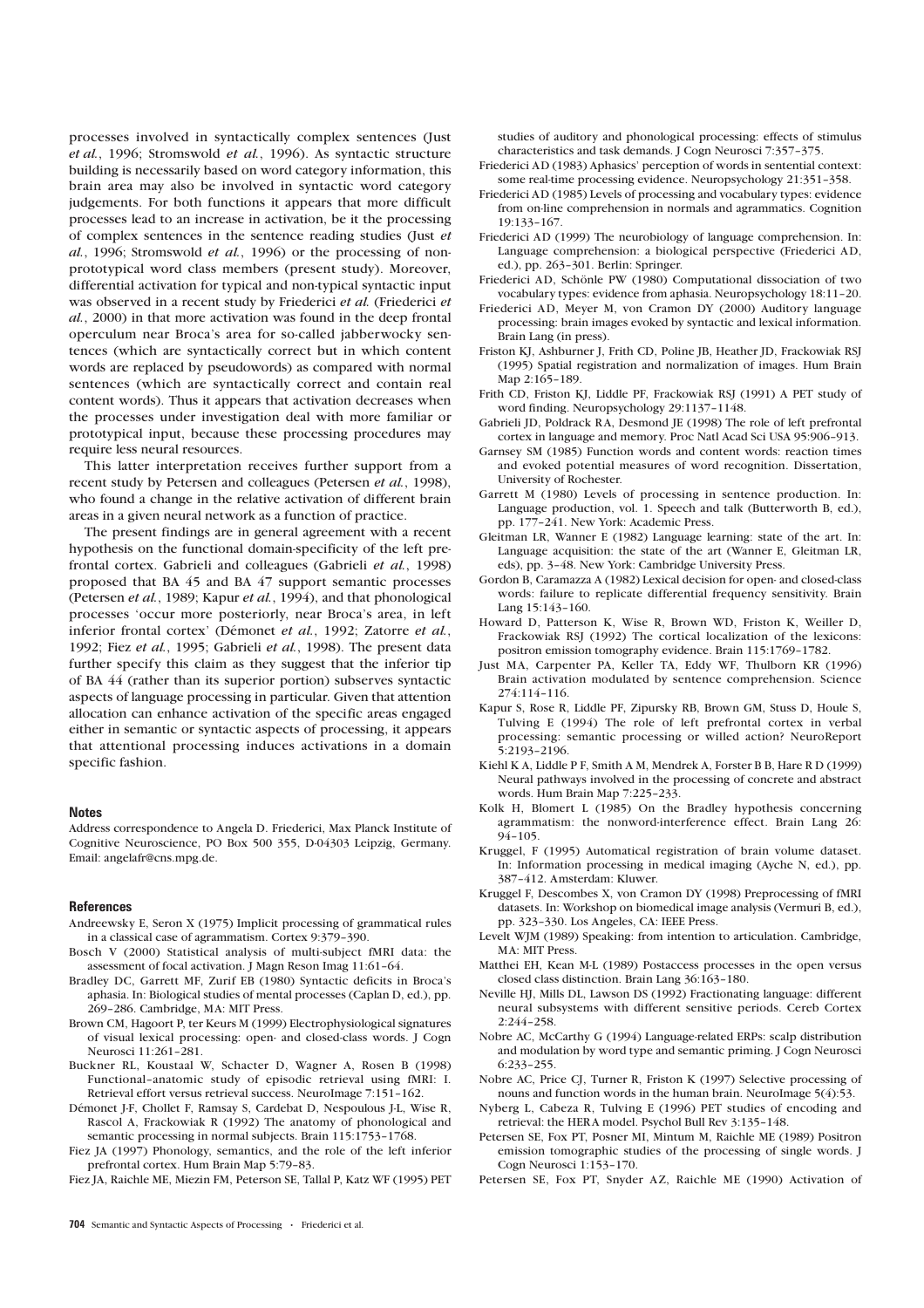processes involved in syntactically complex sentences (Just *et al.*, 1996; Stromswold *et al.*, 1996). As syntactic structure building is necessarily based on word category information, this brain area may also be involved in syntactic word category judgements. For both functions it appears that more difficult processes lead to an increase in activation, be it the processing of complex sentences in the sentence reading studies (Just *et al.*, 1996; Stromswold *et al.*, 1996) or the processing of non-prototypical word class members (present study). Moreover, differential activation for typical and non-typical syntactic input was observed in a recent study by Friederici *et al.* (Friederici *et al.*, 2000) in that more activation was found in the deep frontal operculum near Broca's area for so-called jabberwocky sentences (which are syntactically correct but in which content words are replaced by pseudowords) as compared with normal sentences (which are syntactically correct and contain real content words). Thus it appears that activation decreases when the processes under investigation deal with more familiar or prototypical input, because these processing procedures may require less neural resources.

This latter interpretation receives further support from a recent study by Petersen and colleagues (Petersen *et al.*, 1998), who found a change in the relative activation of different brain areas in a given neural network as a function of practice.

The present findings are in general agreement with a recent hypothesis on the functional domain-specificity of the left prefrontal cortex. Gabrieli and colleagues (Gabrieli *et al.*, 1998) proposed that BA 45 and BA 47 support semantic processes (Petersen *et al.*, 1989; Kapur *et al.*, 1994), and that phonological processes 'occur more posteriorly, near Broca's area, in left inferior frontal cortex' (Démonet *et al.*, 1992; Zatorre *et al.*, 1992; Fiez *et al.*, 1995; Gabrieli *et al.*, 1998). The present data further specify this claim as they suggest that the inferior tip of BA 44 (rather than its superior portion) subserves syntactic aspects of language processing in particular. Given that attention allocation can enhance activation of the specific areas engaged either in semantic or syntactic aspects of processing, it appears that attentional processing induces activations in a domain specific fashion.

## Notes

Address correspondence to Angela D. Friederici, Max Planck Institute of Cognitive Neuroscience, PO Box 500 355, D-04303 Leipzig, Germany. Email: angelafr@cns.mpg.de.

## References

Andreewsky E, Seron X (1975) Implicit processing of grammatical rules in a classical case of agrammatism. Cortex 9:379–390.

Bosch V (2000) Statistical analysis of multi-subject fMRI data: the assessment of focal activation. J Magn Reson Imag 11:61–64.

Bradley DC, Garrett MF, Zurif EB (1980) Syntactic deficits in Broca's aphasia. In: Biological studies of mental processes (Caplan D, ed.), pp. 269–286. Cambridge, MA: MIT Press.

Brown CM, Hagoort P, ter Keurs M (1999) Electrophysiological signatures of visual lexical processing: open- and closed-class words. J Cogn Neurosci 11:261–281.

Buckner RL, Koustaal W, Schacter D, Wagner A, Rosen B (1998) Functional–anatomic study of episodic retrieval using fMRI: I. Retrieval effort versus retrieval success. NeuroImage 7:151–162.

Démonet J-F, Chollet F, Ramsay S, Cardebat D, Nespoulous J-L, Wise R, Rascol A, Frackowiak R (1992) The anatomy of phonological and semantic processing in normal subjects. Brain 115:1753–1768.

Fiez JA (1997) Phonology, semantics, and the role of the left inferior prefrontal cortex. Hum Brain Map 5:79–83.

Fiez JA, Raichle ME, Miezin FM, Peterson SE, Tallal P, Katz WF (1995) PET studies of auditory and phonological processing: effects of stimulus characteristics and task demands. J Cogn Neurosci 7:357–375.

Friederici AD (1983) Aphasics' perception of words in sentential context: some real-time processing evidence. Neuropsychology 21:351–358.

Friederici AD (1985) Levels of processing and vocabulary types: evidence from on-line comprehension in normals and agrammatics. Cognition 19:133–167.

Friederici AD (1999) The neurobiology of language comprehension. In: Language comprehension: a biological perspective (Friederici AD, ed.), pp. 263–301. Berlin: Springer.

Friederici AD, Schönle PW (1980) Computational dissociation of two vocabulary types: evidence from aphasia. Neuropsychology 18:11–20.

Friederici AD, Meyer M, von Cramon DY (2000) Auditory language processing: brain images evoked by syntactic and lexical information. Brain Lang (in press).

Friston KJ, Ashburner J, Frith CD, Poline JB, Heather JD, Frackowiak RSJ (1995) Spatial registration and normalization of images. Hum Brain Map 2:165–189.

Frith CD, Friston KJ, Liddle PF, Frackowiak RSJ (1991) A PET study of word finding. Neuropsychology 29:1137–1148.

Gabrieli JD, Poldrack RA, Desmond JE (1998) The role of left prefrontal cortex in language and memory. Proc Natl Acad Sci USA 95:906–913.

Garnsey SM (1985) Function words and content words: reaction times and evoked potential measures of word recognition. Dissertation, University of Rochester.

Garrett M (1980) Levels of processing in sentence production. In: Language production, vol. 1. Speech and talk (Butterworth B, ed.), pp. 177–241. New York: Academic Press.

Gleitman LR, Wanner E (1982) Language learning: state of the art. In: Language acquisition: the state of the art (Wanner E, Gleitman LR, eds), pp. 3–48. New York: Cambridge University Press.

Gordon B, Caramazza A (1982) Lexical decision for open- and closed-class words: failure to replicate differential frequency sensitivity. Brain Lang 15:143–160.

Howard D, Patterson K, Wise R, Brown WD, Friston K, Weiller D, Frackowiak RSJ (1992) The cortical localization of the lexicons: positron emission tomography evidence. Brain 115:1769–1782.

Just MA, Carpenter PA, Keller TA, Eddy WF, Thulborn KR (1996) Brain activation modulated by sentence comprehension. Science 274:114–116.

Kapur S, Rose R, Liddle PF, Zipursky RB, Brown GM, Stuss D, Houle S, Tulving E (1994) The role of left prefrontal cortex in verbal processing: semantic processing or willed action? NeuroReport 5:2193–2196.

Kiehl K A, Liddle P F, Smith A M, Mendrek A, Forster B B, Hare R D (1999) Neural pathways involved in the processing of concrete and abstract words. Hum Brain Map 7:225–233.

Kolk H, Blomert L (1985) On the Bradley hypothesis concerning agrammatism: the nonword-interference effect. Brain Lang 26: 94–105.

Kruggel, F (1995) Automatical registration of brain volume dataset. In: Information processing in medical imaging (Ayche N, ed.), pp. 387–412. Amsterdam: Kluwer.

Kruggel F, Descombes X, von Cramon DY (1998) Preprocessing of fMRI datasets. In: Workshop on biomedical image analysis (Vermuri B, ed.), pp. 323–330. Los Angeles, CA: IEEE Press.

Levelt WJM (1989) Speaking: from intention to articulation. Cambridge, MA: MIT Press.

Matthei EH, Kean M-L (1989) Postaccess processes in the open versus closed class distinction. Brain Lang 36:163–180.

Neville HJ, Mills DL, Lawson DS (1992) Fractionating language: different neural subsystems with different sensitive periods. Cereb Cortex 2:244–258.

Nobre AC, McCarthy G (1994) Language-related ERPs: scalp distribution and modulation by word type and semantic priming. J Cogn Neurosci 6:233–255.

Nobre AC, Price CJ, Turner R, Friston K (1997) Selective processing of nouns and function words in the human brain. NeuroImage 5(4):53.

Nyberg L, Cabeza R, Tulving E (1996) PET studies of encoding and retrieval: the HERA model. Psychol Bull Rev 3:135–148.

Petersen SE, Fox PT, Posner MI, Mintum M, Raichle ME (1989) Positron emission tomographic studies of the processing of single words. J Cogn Neurosci 1:153–170.

Petersen SE, Fox PT, Snyder AZ, Raichle ME (1990) Activation of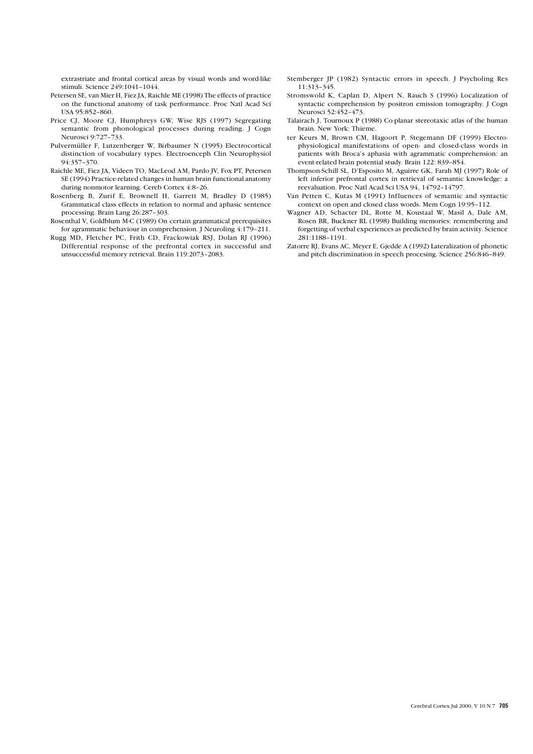extrastriate and frontal cortical areas by visual words and word-like stimuli. Science 249:1041–1044.

Petersen SE, van Mier H, Fiez JA, Raichle ME (1998) The effects of practice on the functional anatomy of task performance. Proc Natl Acad Sci USA 95:852–860.

Price CJ, Moore CJ, Humphreys GW, Wise RJS (1997) Segregating semantic from phonological processes during reading. J Cogn Neurosci 9:727–733.

Pulvermüller F, Lutzenberger W, Birbaumer N (1995) Electrocortical distinction of vocabulary types. Electroenceph Clin Neurophysiol 94:357–370.

Raichle ME, Fiez JA, Videen TO, MacLeod AM, Pardo JV, Fox PT, Petersen SE (1994) Practice-related changes in human brain functional anatomy during nonmotor learning. Cereb Cortex 4:8–26.

Rosenberg B, Zurif E, Brownell H, Garrett M, Bradley D (1985) Grammatical class effects in relation to normal and aphasic sentence processing. Brain Lang 26:287–303.

Rosenthal V, Goldblum M-C (1989) On certain grammatical prerequisites for agrammatic behaviour in comprehension. J Neuroling 4:179–211.

Rugg MD, Fletcher PC, Frith CD, Frackowiak RSJ, Dolan RJ (1996) Differential response of the prefrontal cortex in successful and unsuccessful memory retrieval. Brain 119:2073–2083.

Stemberger JP (1982) Syntactic errors in speech. J Psycholing Res 11:313–345.

Stromswold K, Caplan D, Alpert N, Rauch S (1996) Localization of syntactic comprehension by positron emission tomography. J Cogn Neurosci 52:452–473.

Talairach J, Tournoux P (1988) Co-planar stereotaxic atlas of the human brain. New York: Thieme.

ter Keurs M, Brown CM, Hagoort P, Stegemann DF (1999) Electrophysiological manifestations of open- and closed-class words in patients with Broca's aphasia with agrammatic comprehension: an event-related brain potential study. Brain 122: 839–854.

Thompson-Schill SL, D'Esposito M, Aguirre GK, Farah MJ (1997) Role of left inferior prefrontal cortex in retrieval of semantic knowledge: a reevaluation. Proc Natl Acad Sci USA 94, 14792–14797.

Van Petten C, Kutas M (1991) Influences of semantic and syntactic context on open and closed class words. Mem Cogn 19:95–112.

Wagner AD, Schacter DL, Rotte M, Koustaal W, Masil A, Dale AM, Rosen BR, Buckner RL (1998) Building memories: remembering and forgetting of verbal experiences as predicted by brain activity. Science 281:1188–1191.

Zatorre RJ, Evans AC, Meyer E, Gjedde A (1992) Lateralization of phonetic and pitch discrimination in speech procesing. Science 256:846–849.